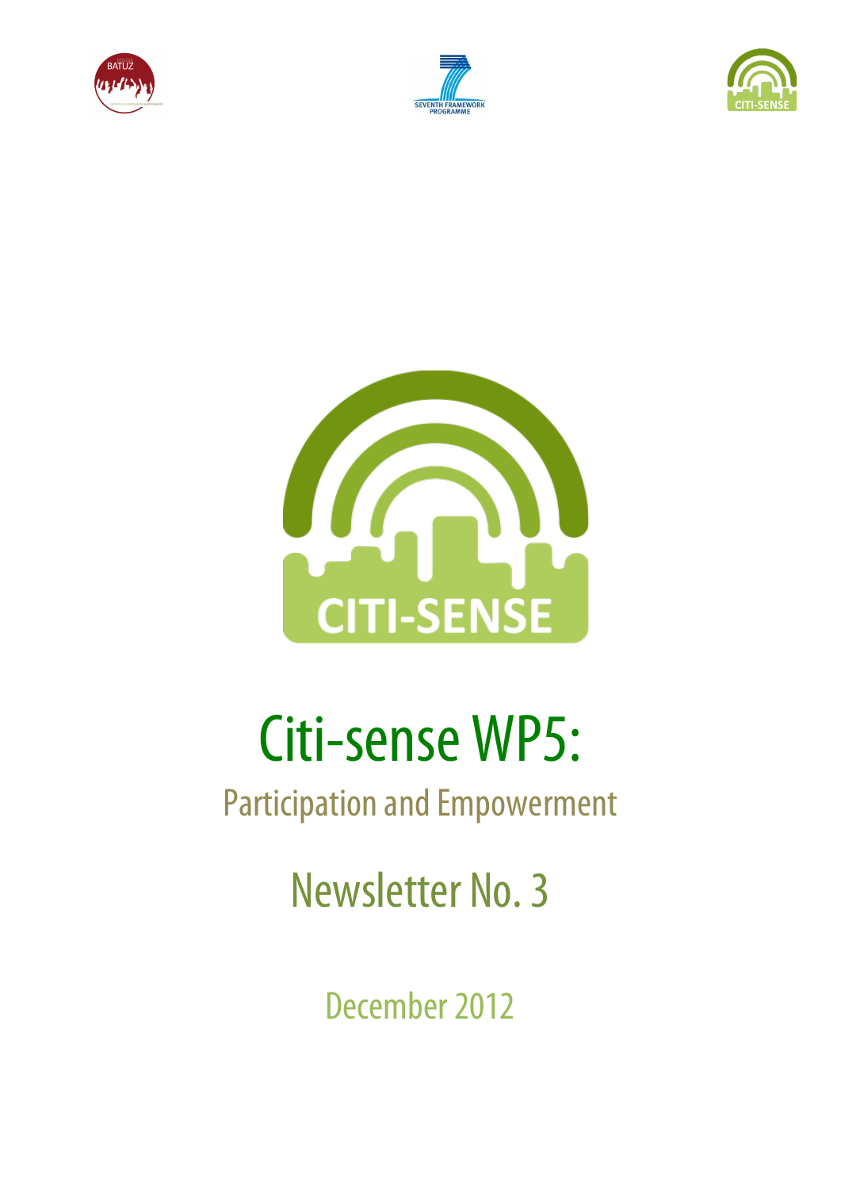# Citi-sense WP5:

## Participation and Empowerment

## Newsletter No. 3

December 2012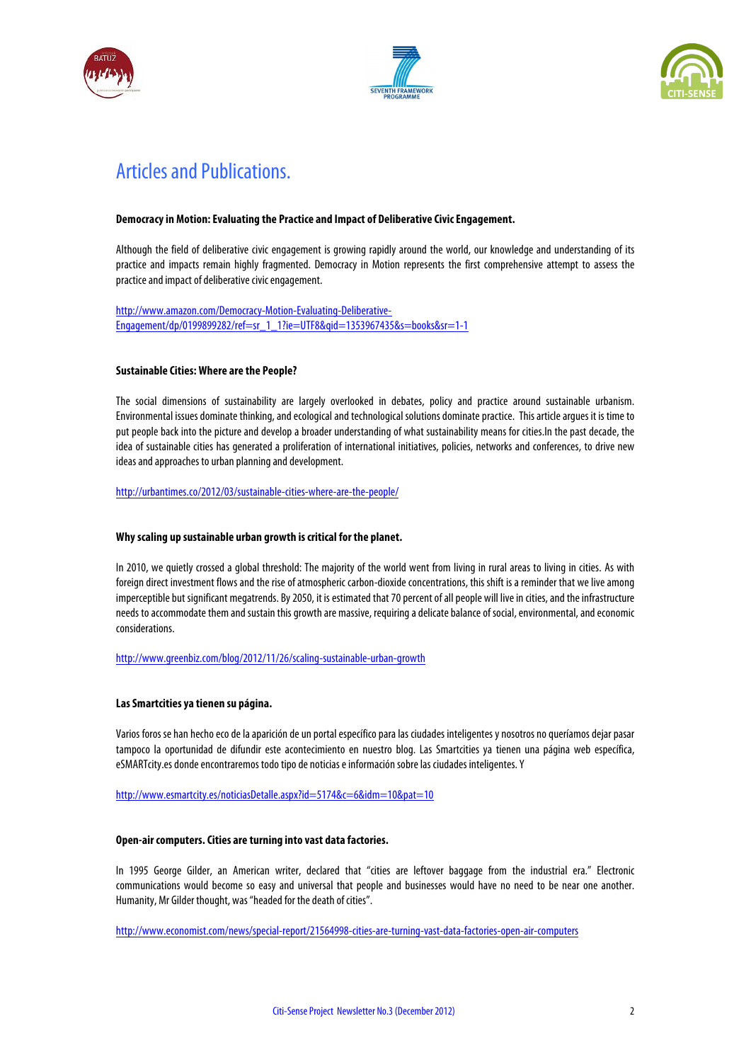# Articles and Publications.

**Democracy in Motion: Evaluating the Practice and Impact of Deliberative Civic Engagement.**

Although the field of deliberative civic engagement is growing rapidly around the world, our knowledge and understanding of its practice and impacts remain highly fragmented. Democracy in Motion represents the first comprehensive attempt to assess the practice and impact of deliberative civic engagement.

http://www.amazon.com/Democracy-Motion-Evaluating-Deliberative-Engagement/dp/0199899282/ref=sr_1_1?ie=UTF8&qid=1353967435&s=books&sr=1-1

**Sustainable Cities: Where are the People?**

The social dimensions of sustainability are largely overlooked in debates, policy and practice around sustainable urbanism. Environmental issues dominate thinking, and ecological and technological solutions dominate practice. This article argues it is time to put people back into the picture and develop a broader understanding of what sustainability means for cities.In the past decade, the idea of sustainable cities has generated a proliferation of international initiatives, policies, networks and conferences, to drive new ideas and approaches to urban planning and development.

http://urbantimes.co/2012/03/sustainable-cities-where-are-the-people/

**Why scaling up sustainable urban growth is critical for the planet.**

In 2010, we quietly crossed a global threshold: The majority of the world went from living in rural areas to living in cities. As with foreign direct investment flows and the rise of atmospheric carbon-dioxide concentrations, this shift is a reminder that we live among imperceptible but significant megatrends. By 2050, it is estimated that 70 percent of all people will live in cities, and the infrastructure needs to accommodate them and sustain this growth are massive, requiring a delicate balance of social, environmental, and economic considerations.

http://www.greenbiz.com/blog/2012/11/26/scaling-sustainable-urban-growth

**Las Smartcities ya tienen su página.**

Varios foros se han hecho eco de la aparición de un portal específico para las ciudades inteligentes y nosotros no queríamos dejar pasar tampoco la oportunidad de difundir este acontecimiento en nuestro blog. Las Smartcities ya tienen una página web específica, eSMARTcity.es donde encontraremos todo tipo de noticias e información sobre las ciudades inteligentes. Y

http://www.esmartcity.es/noticiasDetalle.aspx?id=5174&c=6&idm=10&pat=10

**Open-air computers. Cities are turning into vast data factories.**

In 1995 George Gilder, an American writer, declared that "cities are leftover baggage from the industrial era." Electronic communications would become so easy and universal that people and businesses would have no need to be near one another. Humanity, Mr Gilder thought, was "headed for the death of cities".

http://www.economist.com/news/special-report/21564998-cities-are-turning-vast-data-factories-open-air-computers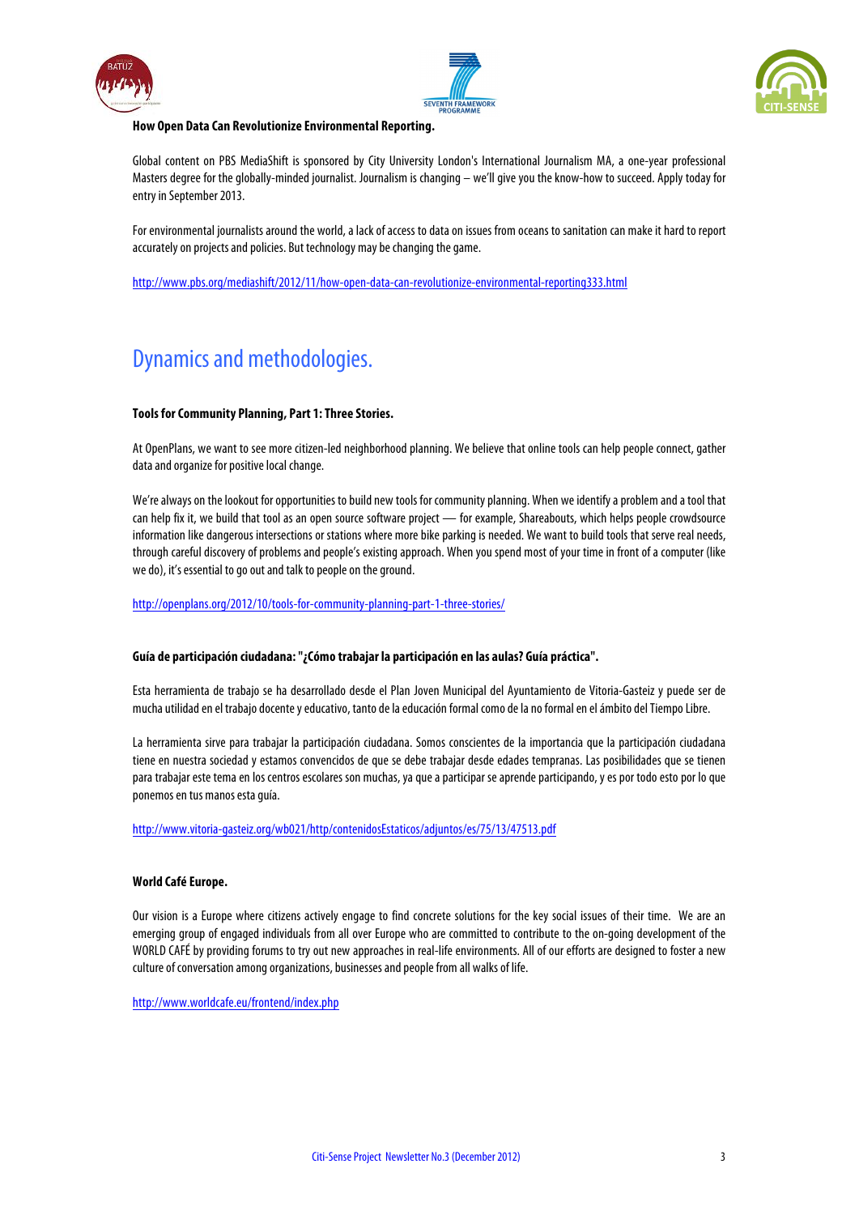**How Open Data Can Revolutionize Environmental Reporting.**

Global content on PBS MediaShift is sponsored by City University London's International Journalism MA, a one-year professional Masters degree for the globally-minded journalist. Journalism is changing – we'll give you the know-how to succeed. Apply today for entry in September 2013.

For environmental journalists around the world, a lack of access to data on issues from oceans to sanitation can make it hard to report accurately on projects and policies. But technology may be changing the game.

http://www.pbs.org/mediashift/2012/11/how-open-data-can-revolutionize-environmental-reporting333.html

# Dynamics and methodologies.

**Tools for Community Planning, Part 1: Three Stories.**

At OpenPlans, we want to see more citizen-led neighborhood planning. We believe that online tools can help people connect, gather data and organize for positive local change.

We're always on the lookout for opportunities to build new tools for community planning. When we identify a problem and a tool that can help fix it, we build that tool as an open source software project — for example, Shareabouts, which helps people crowdsource information like dangerous intersections or stations where more bike parking is needed. We want to build tools that serve real needs, through careful discovery of problems and people's existing approach. When you spend most of your time in front of a computer (like we do), it's essential to go out and talk to people on the ground.

http://openplans.org/2012/10/tools-for-community-planning-part-1-three-stories/

**Guía de participación ciudadana: "¿Cómo trabajar la participación en las aulas? Guía práctica".**

Esta herramienta de trabajo se ha desarrollado desde el Plan Joven Municipal del Ayuntamiento de Vitoria-Gasteiz y puede ser de mucha utilidad en el trabajo docente y educativo, tanto de la educación formal como de la no formal en el ámbito del Tiempo Libre.

La herramienta sirve para trabajar la participación ciudadana. Somos conscientes de la importancia que la participación ciudadana tiene en nuestra sociedad y estamos convencidos de que se debe trabajar desde edades tempranas. Las posibilidades que se tienen para trabajar este tema en los centros escolares son muchas, ya que a participar se aprende participando, y es por todo esto por lo que ponemos en tus manos esta guía.

http://www.vitoria-gasteiz.org/wb021/http/contenidosEstaticos/adjuntos/es/75/13/47513.pdf

**World Café Europe.**

Our vision is a Europe where citizens actively engage to find concrete solutions for the key social issues of their time. We are an emerging group of engaged individuals from all over Europe who are committed to contribute to the on-going development of the WORLD CAFÉ by providing forums to try out new approaches in real-life environments. All of our efforts are designed to foster a new culture of conversation among organizations, businesses and people from all walks of life.

http://www.worldcafe.eu/frontend/index.php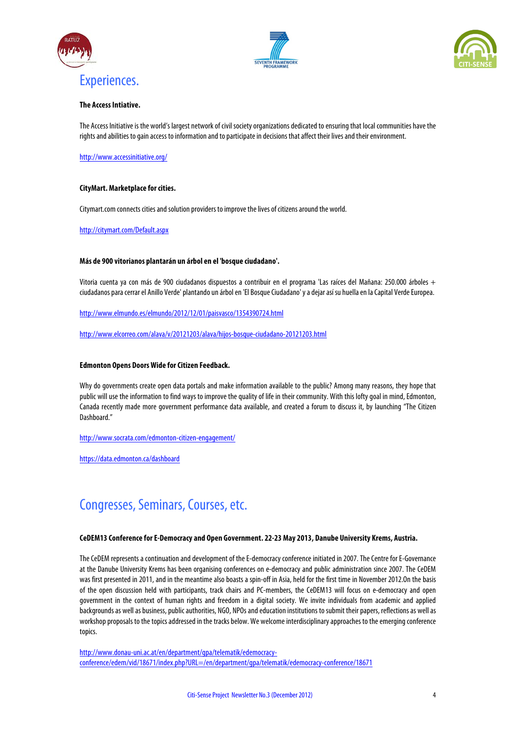# Experiences.

**The Access Intiative.**

The Access Initiative is the world's largest network of civil society organizations dedicated to ensuring that local communities have the rights and abilities to gain access to information and to participate in decisions that affect their lives and their environment.

http://www.accessinitiative.org/

**CityMart. Marketplace for cities.**

Citymart.com connects cities and solution providers to improve the lives of citizens around the world.

http://citymart.com/Default.aspx

**Más de 900 vitorianos plantarán un árbol en el 'bosque ciudadano'.**

Vitoria cuenta ya con más de 900 ciudadanos dispuestos a contribuir en el programa 'Las raíces del Mañana: 250.000 árboles + ciudadanos para cerrar el Anillo Verde' plantando un árbol en 'El Bosque Ciudadano' y a dejar así su huella en la Capital Verde Europea.

http://www.elmundo.es/elmundo/2012/12/01/paisvasco/1354390724.html

http://www.elcorreo.com/alava/v/20121203/alava/hijos-bosque-ciudadano-20121203.html

**Edmonton Opens Doors Wide for Citizen Feedback.**

Why do governments create open data portals and make information available to the public? Among many reasons, they hope that public will use the information to find ways to improve the quality of life in their community. With this lofty goal in mind, Edmonton, Canada recently made more government performance data available, and created a forum to discuss it, by launching "The Citizen Dashboard."

http://www.socrata.com/edmonton-citizen-engagement/

https://data.edmonton.ca/dashboard

# Congresses, Seminars, Courses, etc.

**CeDEM13 Conference for E-Democracy and Open Government. 22-23 May 2013, Danube University Krems, Austria.**

The CeDEM represents a continuation and development of the E-democracy conference initiated in 2007. The Centre for E-Governance at the Danube University Krems has been organising conferences on e-democracy and public administration since 2007. The CeDEM was first presented in 2011, and in the meantime also boasts a spin-off in Asia, held for the first time in November 2012.On the basis of the open discussion held with participants, track chairs and PC-members, the CeDEM13 will focus on e-democracy and open government in the context of human rights and freedom in a digital society. We invite individuals from academic and applied backgrounds as well as business, public authorities, NGO, NPOs and education institutions to submit their papers, reflections as well as workshop proposals to the topics addressed in the tracks below. We welcome interdisciplinary approaches to the emerging conference topics.

http://www.donau-uni.ac.at/en/department/gpa/telematik/edemocracy-conference/edem/vid/18671/index.php?URL=/en/department/gpa/telematik/edemocracy-conference/18671